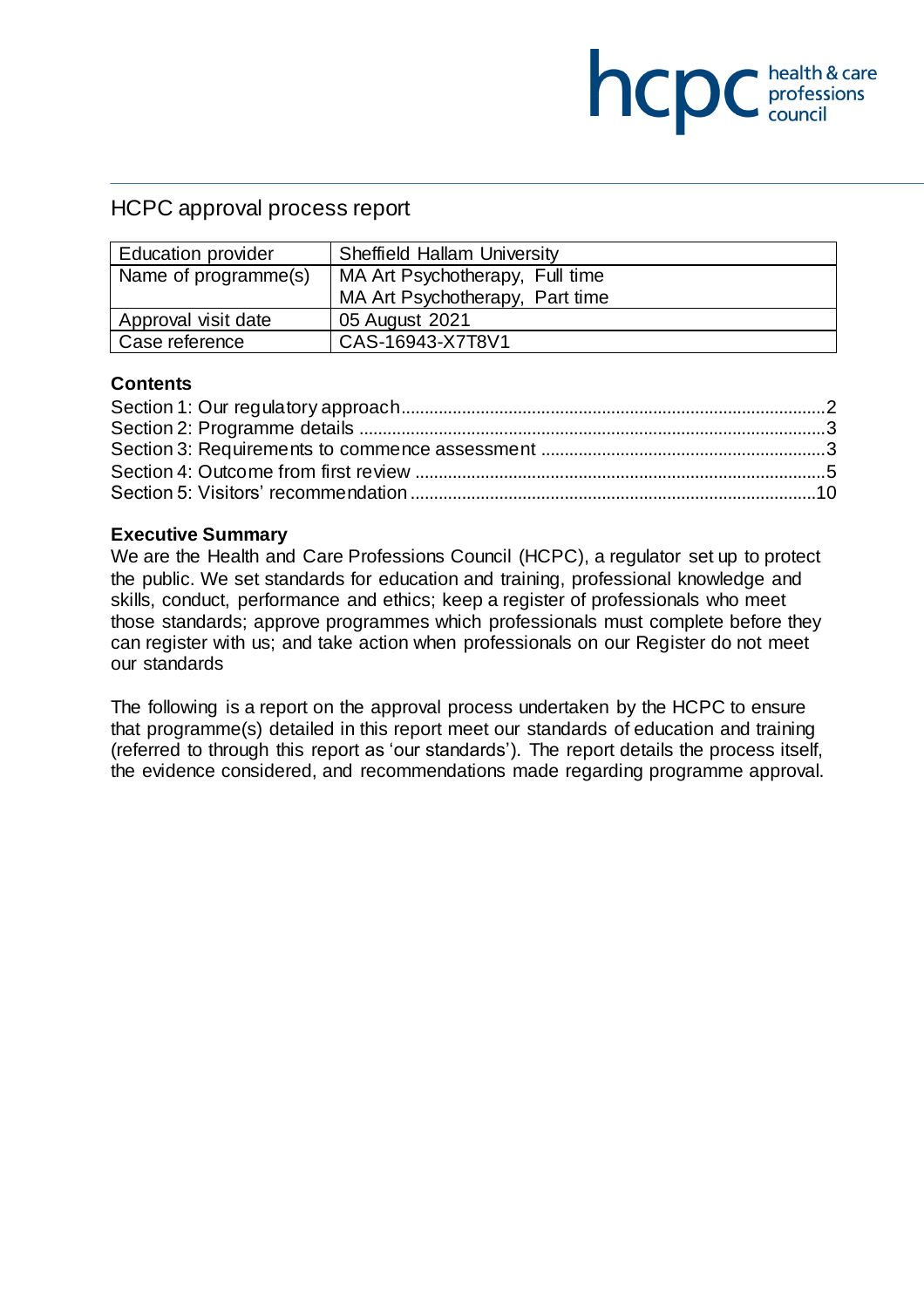# HCPC approval process report

| Education provider | Sheffield Hallam University |
|---|---|
| Name of programme(s) | MA Art Psychotherapy, Full time<br>MA Art Psychotherapy, Part time |
| Approval visit date | 05 August 2021 |
| Case reference | CAS-16943-X7T8V1 |

**Contents**

Section 1: Our regulatory approach........................................................................................2
Section 2: Programme details ..................................................................................................3
Section 3: Requirements to commence assessment ............................................................3
Section 4: Outcome from first review .......................................................................................5
Section 5: Visitors' recommendation ......................................................................................10

**Executive Summary**

We are the Health and Care Professions Council (HCPC), a regulator set up to protect the public. We set standards for education and training, professional knowledge and skills, conduct, performance and ethics; keep a register of professionals who meet those standards; approve programmes which professionals must complete before they can register with us; and take action when professionals on our Register do not meet our standards

The following is a report on the approval process undertaken by the HCPC to ensure that programme(s) detailed in this report meet our standards of education and training (referred to through this report as 'our standards'). The report details the process itself, the evidence considered, and recommendations made regarding programme approval.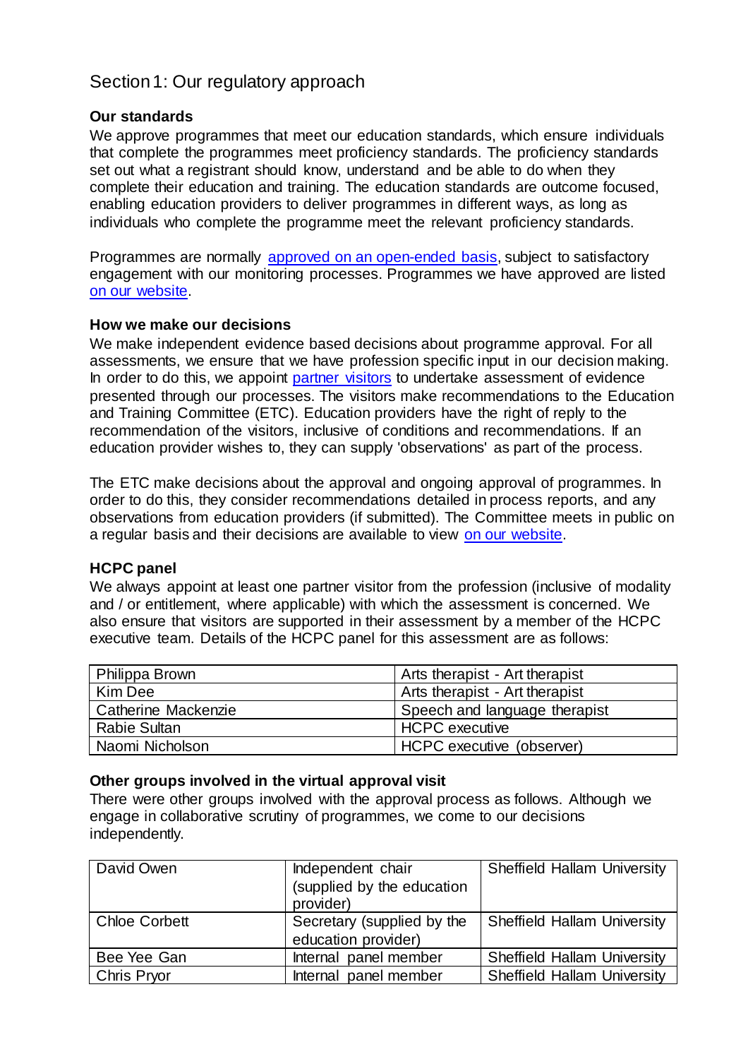# Section 1: Our regulatory approach

### Our standards

We approve programmes that meet our education standards, which ensure individuals that complete the programmes meet proficiency standards. The proficiency standards set out what a registrant should know, understand and be able to do when they complete their education and training. The education standards are outcome focused, enabling education providers to deliver programmes in different ways, as long as individuals who complete the programme meet the relevant proficiency standards.

Programmes are normally approved on an open-ended basis, subject to satisfactory engagement with our monitoring processes. Programmes we have approved are listed on our website.

### How we make our decisions

We make independent evidence based decisions about programme approval. For all assessments, we ensure that we have profession specific input in our decision making. In order to do this, we appoint partner visitors to undertake assessment of evidence presented through our processes. The visitors make recommendations to the Education and Training Committee (ETC). Education providers have the right of reply to the recommendation of the visitors, inclusive of conditions and recommendations. If an education provider wishes to, they can supply 'observations' as part of the process.

The ETC make decisions about the approval and ongoing approval of programmes. In order to do this, they consider recommendations detailed in process reports, and any observations from education providers (if submitted). The Committee meets in public on a regular basis and their decisions are available to view on our website.

### HCPC panel

We always appoint at least one partner visitor from the profession (inclusive of modality and / or entitlement, where applicable) with which the assessment is concerned. We also ensure that visitors are supported in their assessment by a member of the HCPC executive team. Details of the HCPC panel for this assessment are as follows:

| | |
|---|---|
| Philippa Brown | Arts therapist - Art therapist |
| Kim Dee | Arts therapist - Art therapist |
| Catherine Mackenzie | Speech and language therapist |
| Rabie Sultan | HCPC executive |
| Naomi Nicholson | HCPC executive (observer) |

### Other groups involved in the virtual approval visit

There were other groups involved with the approval process as follows. Although we engage in collaborative scrutiny of programmes, we come to our decisions independently.

| | | |
|---|---|---|
| David Owen | Independent chair (supplied by the education provider) | Sheffield Hallam University |
| Chloe Corbett | Secretary (supplied by the education provider) | Sheffield Hallam University |
| Bee Yee Gan | Internal panel member | Sheffield Hallam University |
| Chris Pryor | Internal panel member | Sheffield Hallam University |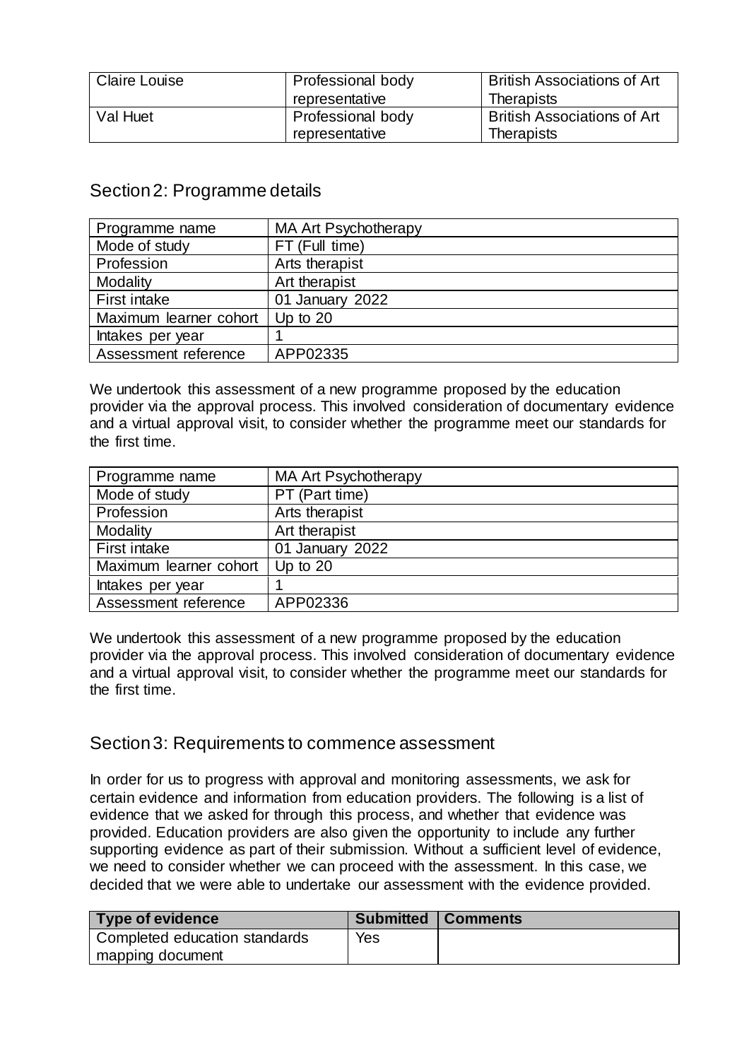| Claire Louise | Professional body representative | British Associations of Art Therapists |
|---|---|---|
| Val Huet | Professional body representative | British Associations of Art Therapists |

## Section 2: Programme details

| Programme name | MA Art Psychotherapy |
|---|---|
| Mode of study | FT (Full time) |
| Profession | Arts therapist |
| Modality | Art therapist |
| First intake | 01 January 2022 |
| Maximum learner cohort | Up to 20 |
| Intakes per year | 1 |
| Assessment reference | APP02335 |

We undertook this assessment of a new programme proposed by the education provider via the approval process. This involved consideration of documentary evidence and a virtual approval visit, to consider whether the programme meet our standards for the first time.

| Programme name | MA Art Psychotherapy |
|---|---|
| Mode of study | PT (Part time) |
| Profession | Arts therapist |
| Modality | Art therapist |
| First intake | 01 January 2022 |
| Maximum learner cohort | Up to 20 |
| Intakes per year | 1 |
| Assessment reference | APP02336 |

We undertook this assessment of a new programme proposed by the education provider via the approval process. This involved consideration of documentary evidence and a virtual approval visit, to consider whether the programme meet our standards for the first time.

## Section 3: Requirements to commence assessment

In order for us to progress with approval and monitoring assessments, we ask for certain evidence and information from education providers. The following is a list of evidence that we asked for through this process, and whether that evidence was provided. Education providers are also given the opportunity to include any further supporting evidence as part of their submission. Without a sufficient level of evidence, we need to consider whether we can proceed with the assessment. In this case, we decided that we were able to undertake our assessment with the evidence provided.

| Type of evidence | Submitted | Comments |
|---|---|---|
| Completed education standards mapping document | Yes | |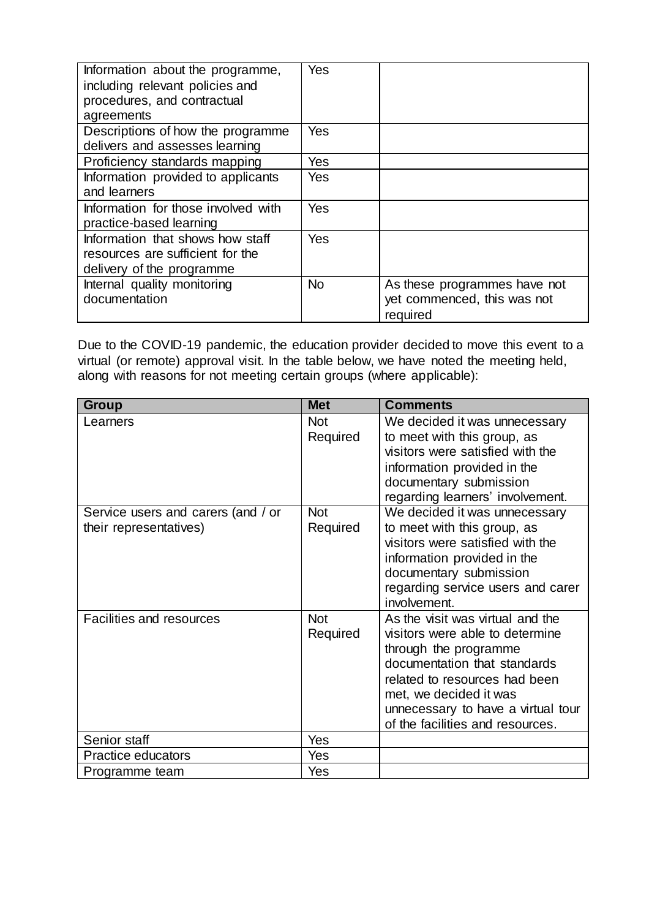| | | |
|---|---|---|
| Information about the programme, including relevant policies and procedures, and contractual agreements | Yes | |
| Descriptions of how the programme delivers and assesses learning | Yes | |
| Proficiency standards mapping | Yes | |
| Information provided to applicants and learners | Yes | |
| Information for those involved with practice-based learning | Yes | |
| Information that shows how staff resources are sufficient for the delivery of the programme | Yes | |
| Internal quality monitoring documentation | No | As these programmes have not yet commenced, this was not required |

Due to the COVID-19 pandemic, the education provider decided to move this event to a virtual (or remote) approval visit. In the table below, we have noted the meeting held, along with reasons for not meeting certain groups (where applicable):

| Group | Met | Comments |
|---|---|---|
| Learners | Not Required | We decided it was unnecessary to meet with this group, as visitors were satisfied with the information provided in the documentary submission regarding learners' involvement. |
| Service users and carers (and / or their representatives) | Not Required | We decided it was unnecessary to meet with this group, as visitors were satisfied with the information provided in the documentary submission regarding service users and carer involvement. |
| Facilities and resources | Not Required | As the visit was virtual and the visitors were able to determine through the programme documentation that standards related to resources had been met, we decided it was unnecessary to have a virtual tour of the facilities and resources. |
| Senior staff | Yes | |
| Practice educators | Yes | |
| Programme team | Yes | |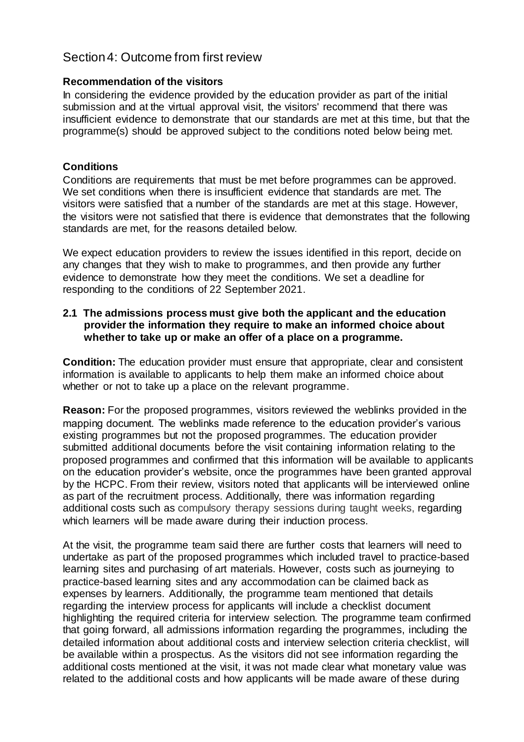## Section 4: Outcome from first review

### Recommendation of the visitors

In considering the evidence provided by the education provider as part of the initial submission and at the virtual approval visit, the visitors' recommend that there was insufficient evidence to demonstrate that our standards are met at this time, but that the programme(s) should be approved subject to the conditions noted below being met.

### Conditions

Conditions are requirements that must be met before programmes can be approved. We set conditions when there is insufficient evidence that standards are met. The visitors were satisfied that a number of the standards are met at this stage. However, the visitors were not satisfied that there is evidence that demonstrates that the following standards are met, for the reasons detailed below.

We expect education providers to review the issues identified in this report, decide on any changes that they wish to make to programmes, and then provide any further evidence to demonstrate how they meet the conditions. We set a deadline for responding to the conditions of 22 September 2021.

**2.1 The admissions process must give both the applicant and the education provider the information they require to make an informed choice about whether to take up or make an offer of a place on a programme.**

**Condition:** The education provider must ensure that appropriate, clear and consistent information is available to applicants to help them make an informed choice about whether or not to take up a place on the relevant programme.

**Reason:** For the proposed programmes, visitors reviewed the weblinks provided in the mapping document. The weblinks made reference to the education provider's various existing programmes but not the proposed programmes. The education provider submitted additional documents before the visit containing information relating to the proposed programmes and confirmed that this information will be available to applicants on the education provider's website, once the programmes have been granted approval by the HCPC. From their review, visitors noted that applicants will be interviewed online as part of the recruitment process. Additionally, there was information regarding additional costs such as compulsory therapy sessions during taught weeks, regarding which learners will be made aware during their induction process.

At the visit, the programme team said there are further costs that learners will need to undertake as part of the proposed programmes which included travel to practice-based learning sites and purchasing of art materials. However, costs such as journeying to practice-based learning sites and any accommodation can be claimed back as expenses by learners. Additionally, the programme team mentioned that details regarding the interview process for applicants will include a checklist document highlighting the required criteria for interview selection. The programme team confirmed that going forward, all admissions information regarding the programmes, including the detailed information about additional costs and interview selection criteria checklist, will be available within a prospectus. As the visitors did not see information regarding the additional costs mentioned at the visit, it was not made clear what monetary value was related to the additional costs and how applicants will be made aware of these during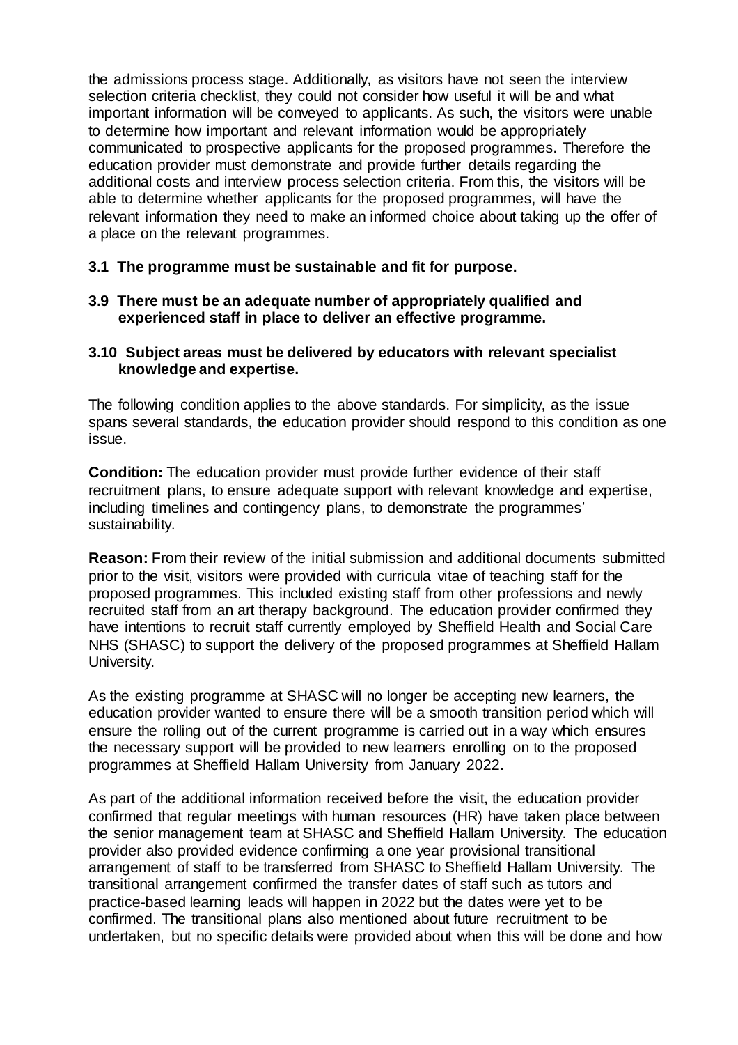the admissions process stage. Additionally, as visitors have not seen the interview selection criteria checklist, they could not consider how useful it will be and what important information will be conveyed to applicants. As such, the visitors were unable to determine how important and relevant information would be appropriately communicated to prospective applicants for the proposed programmes. Therefore the education provider must demonstrate and provide further details regarding the additional costs and interview process selection criteria. From this, the visitors will be able to determine whether applicants for the proposed programmes, will have the relevant information they need to make an informed choice about taking up the offer of a place on the relevant programmes.

**3.1 The programme must be sustainable and fit for purpose.**

**3.9 There must be an adequate number of appropriately qualified and experienced staff in place to deliver an effective programme.**

**3.10 Subject areas must be delivered by educators with relevant specialist knowledge and expertise.**

The following condition applies to the above standards. For simplicity, as the issue spans several standards, the education provider should respond to this condition as one issue.

**Condition:** The education provider must provide further evidence of their staff recruitment plans, to ensure adequate support with relevant knowledge and expertise, including timelines and contingency plans, to demonstrate the programmes' sustainability.

**Reason:** From their review of the initial submission and additional documents submitted prior to the visit, visitors were provided with curricula vitae of teaching staff for the proposed programmes. This included existing staff from other professions and newly recruited staff from an art therapy background. The education provider confirmed they have intentions to recruit staff currently employed by Sheffield Health and Social Care NHS (SHASC) to support the delivery of the proposed programmes at Sheffield Hallam University.

As the existing programme at SHASC will no longer be accepting new learners, the education provider wanted to ensure there will be a smooth transition period which will ensure the rolling out of the current programme is carried out in a way which ensures the necessary support will be provided to new learners enrolling on to the proposed programmes at Sheffield Hallam University from January 2022.

As part of the additional information received before the visit, the education provider confirmed that regular meetings with human resources (HR) have taken place between the senior management team at SHASC and Sheffield Hallam University. The education provider also provided evidence confirming a one year provisional transitional arrangement of staff to be transferred from SHASC to Sheffield Hallam University. The transitional arrangement confirmed the transfer dates of staff such as tutors and practice-based learning leads will happen in 2022 but the dates were yet to be confirmed. The transitional plans also mentioned about future recruitment to be undertaken, but no specific details were provided about when this will be done and how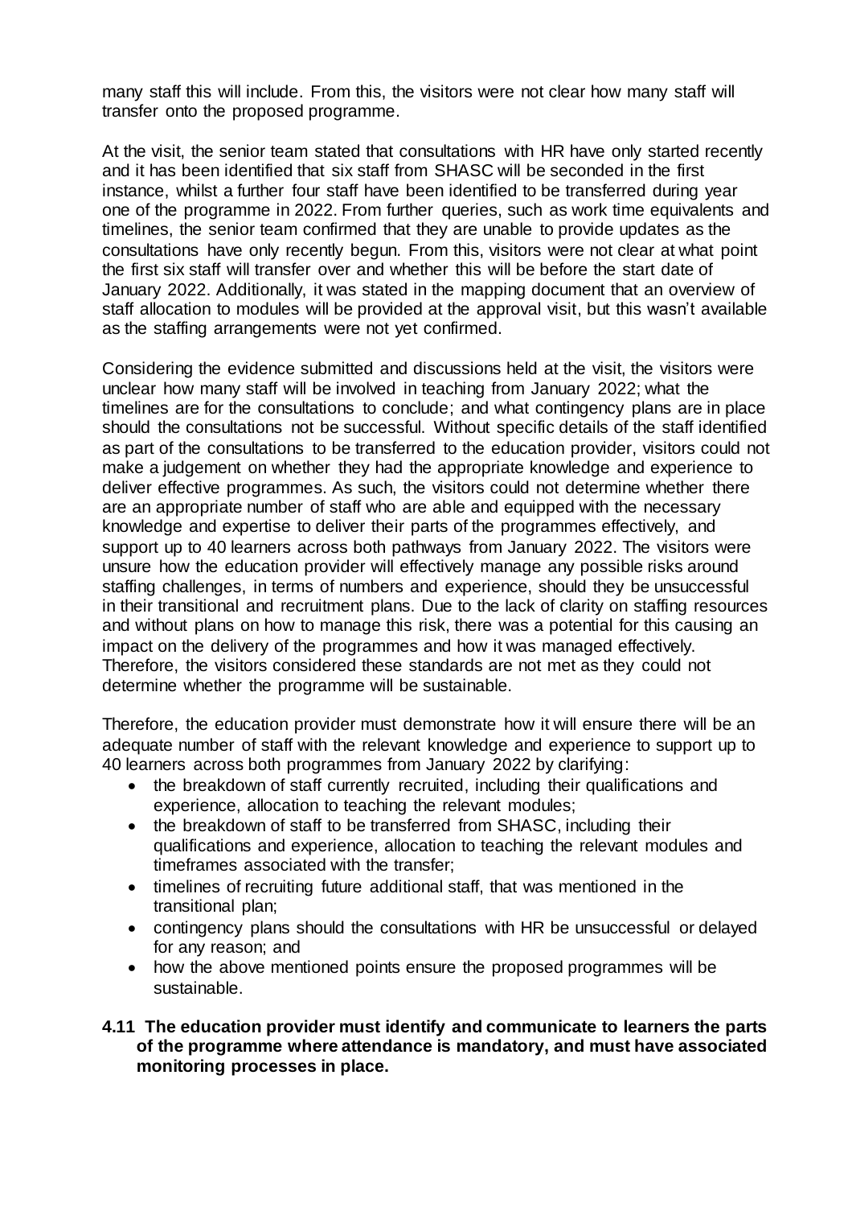many staff this will include. From this, the visitors were not clear how many staff will transfer onto the proposed programme.

At the visit, the senior team stated that consultations with HR have only started recently and it has been identified that six staff from SHASC will be seconded in the first instance, whilst a further four staff have been identified to be transferred during year one of the programme in 2022. From further queries, such as work time equivalents and timelines, the senior team confirmed that they are unable to provide updates as the consultations have only recently begun. From this, visitors were not clear at what point the first six staff will transfer over and whether this will be before the start date of January 2022. Additionally, it was stated in the mapping document that an overview of staff allocation to modules will be provided at the approval visit, but this wasn't available as the staffing arrangements were not yet confirmed.

Considering the evidence submitted and discussions held at the visit, the visitors were unclear how many staff will be involved in teaching from January 2022; what the timelines are for the consultations to conclude; and what contingency plans are in place should the consultations not be successful. Without specific details of the staff identified as part of the consultations to be transferred to the education provider, visitors could not make a judgement on whether they had the appropriate knowledge and experience to deliver effective programmes. As such, the visitors could not determine whether there are an appropriate number of staff who are able and equipped with the necessary knowledge and expertise to deliver their parts of the programmes effectively, and support up to 40 learners across both pathways from January 2022. The visitors were unsure how the education provider will effectively manage any possible risks around staffing challenges, in terms of numbers and experience, should they be unsuccessful in their transitional and recruitment plans. Due to the lack of clarity on staffing resources and without plans on how to manage this risk, there was a potential for this causing an impact on the delivery of the programmes and how it was managed effectively. Therefore, the visitors considered these standards are not met as they could not determine whether the programme will be sustainable.

Therefore, the education provider must demonstrate how it will ensure there will be an adequate number of staff with the relevant knowledge and experience to support up to 40 learners across both programmes from January 2022 by clarifying:

- the breakdown of staff currently recruited, including their qualifications and experience, allocation to teaching the relevant modules;
- the breakdown of staff to be transferred from SHASC, including their qualifications and experience, allocation to teaching the relevant modules and timeframes associated with the transfer;
- timelines of recruiting future additional staff, that was mentioned in the transitional plan;
- contingency plans should the consultations with HR be unsuccessful or delayed for any reason; and
- how the above mentioned points ensure the proposed programmes will be sustainable.

**4.11 The education provider must identify and communicate to learners the parts of the programme where attendance is mandatory, and must have associated monitoring processes in place.**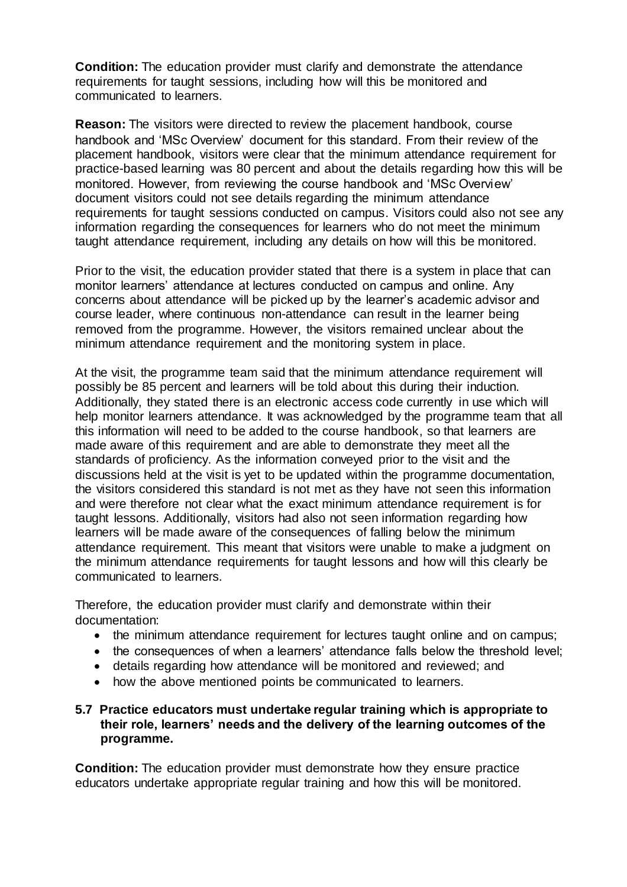**Condition:** The education provider must clarify and demonstrate the attendance requirements for taught sessions, including how will this be monitored and communicated to learners.

**Reason:** The visitors were directed to review the placement handbook, course handbook and 'MSc Overview' document for this standard. From their review of the placement handbook, visitors were clear that the minimum attendance requirement for practice-based learning was 80 percent and about the details regarding how this will be monitored. However, from reviewing the course handbook and 'MSc Overview' document visitors could not see details regarding the minimum attendance requirements for taught sessions conducted on campus. Visitors could also not see any information regarding the consequences for learners who do not meet the minimum taught attendance requirement, including any details on how will this be monitored.

Prior to the visit, the education provider stated that there is a system in place that can monitor learners' attendance at lectures conducted on campus and online. Any concerns about attendance will be picked up by the learner's academic advisor and course leader, where continuous non-attendance can result in the learner being removed from the programme. However, the visitors remained unclear about the minimum attendance requirement and the monitoring system in place.

At the visit, the programme team said that the minimum attendance requirement will possibly be 85 percent and learners will be told about this during their induction. Additionally, they stated there is an electronic access code currently in use which will help monitor learners attendance. It was acknowledged by the programme team that all this information will need to be added to the course handbook, so that learners are made aware of this requirement and are able to demonstrate they meet all the standards of proficiency. As the information conveyed prior to the visit and the discussions held at the visit is yet to be updated within the programme documentation, the visitors considered this standard is not met as they have not seen this information and were therefore not clear what the exact minimum attendance requirement is for taught lessons. Additionally, visitors had also not seen information regarding how learners will be made aware of the consequences of falling below the minimum attendance requirement. This meant that visitors were unable to make a judgment on the minimum attendance requirements for taught lessons and how will this clearly be communicated to learners.

Therefore, the education provider must clarify and demonstrate within their documentation:

- the minimum attendance requirement for lectures taught online and on campus;
- the consequences of when a learners' attendance falls below the threshold level;
- details regarding how attendance will be monitored and reviewed; and
- how the above mentioned points be communicated to learners.

**5.7 Practice educators must undertake regular training which is appropriate to their role, learners' needs and the delivery of the learning outcomes of the programme.**

**Condition:** The education provider must demonstrate how they ensure practice educators undertake appropriate regular training and how this will be monitored.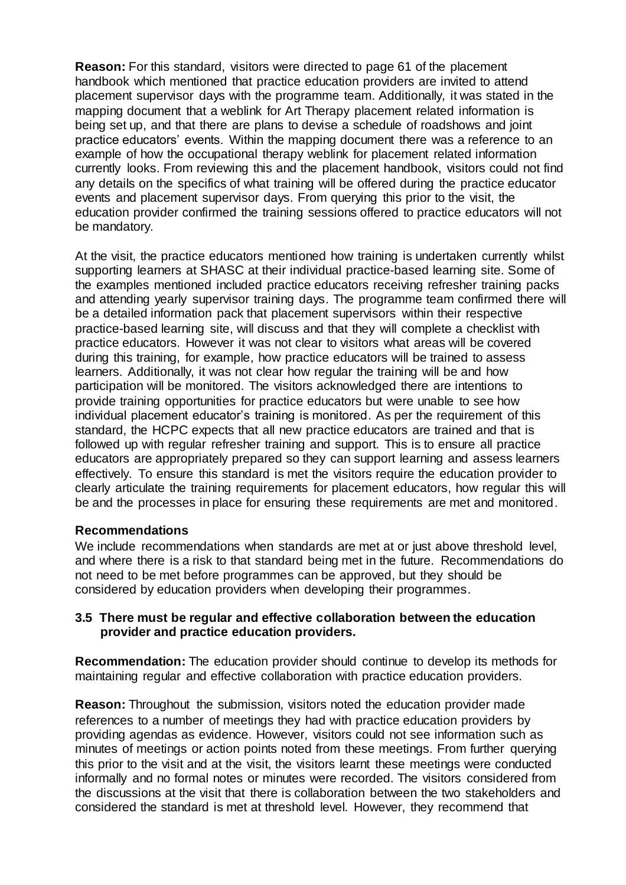**Reason:** For this standard, visitors were directed to page 61 of the placement handbook which mentioned that practice education providers are invited to attend placement supervisor days with the programme team. Additionally, it was stated in the mapping document that a weblink for Art Therapy placement related information is being set up, and that there are plans to devise a schedule of roadshows and joint practice educators' events. Within the mapping document there was a reference to an example of how the occupational therapy weblink for placement related information currently looks. From reviewing this and the placement handbook, visitors could not find any details on the specifics of what training will be offered during the practice educator events and placement supervisor days. From querying this prior to the visit, the education provider confirmed the training sessions offered to practice educators will not be mandatory.

At the visit, the practice educators mentioned how training is undertaken currently whilst supporting learners at SHASC at their individual practice-based learning site. Some of the examples mentioned included practice educators receiving refresher training packs and attending yearly supervisor training days. The programme team confirmed there will be a detailed information pack that placement supervisors within their respective practice-based learning site, will discuss and that they will complete a checklist with practice educators. However it was not clear to visitors what areas will be covered during this training, for example, how practice educators will be trained to assess learners. Additionally, it was not clear how regular the training will be and how participation will be monitored. The visitors acknowledged there are intentions to provide training opportunities for practice educators but were unable to see how individual placement educator's training is monitored. As per the requirement of this standard, the HCPC expects that all new practice educators are trained and that is followed up with regular refresher training and support. This is to ensure all practice educators are appropriately prepared so they can support learning and assess learners effectively. To ensure this standard is met the visitors require the education provider to clearly articulate the training requirements for placement educators, how regular this will be and the processes in place for ensuring these requirements are met and monitored.

## Recommendations

We include recommendations when standards are met at or just above threshold level, and where there is a risk to that standard being met in the future. Recommendations do not need to be met before programmes can be approved, but they should be considered by education providers when developing their programmes.

### 3.5 There must be regular and effective collaboration between the education provider and practice education providers.

**Recommendation:** The education provider should continue to develop its methods for maintaining regular and effective collaboration with practice education providers.

**Reason:** Throughout the submission, visitors noted the education provider made references to a number of meetings they had with practice education providers by providing agendas as evidence. However, visitors could not see information such as minutes of meetings or action points noted from these meetings. From further querying this prior to the visit and at the visit, the visitors learnt these meetings were conducted informally and no formal notes or minutes were recorded. The visitors considered from the discussions at the visit that there is collaboration between the two stakeholders and considered the standard is met at threshold level. However, they recommend that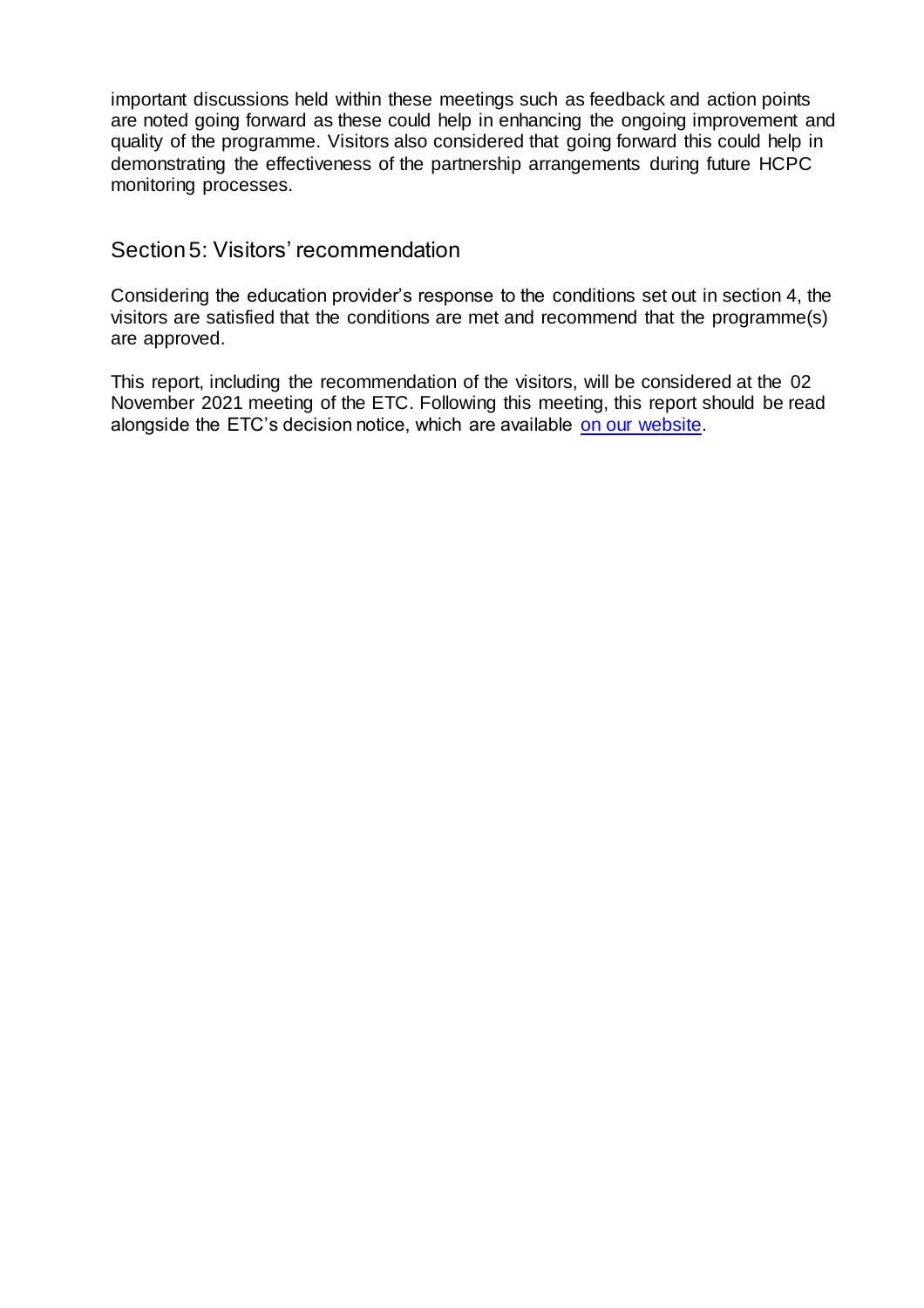important discussions held within these meetings such as feedback and action points are noted going forward as these could help in enhancing the ongoing improvement and quality of the programme. Visitors also considered that going forward this could help in demonstrating the effectiveness of the partnership arrangements during future HCPC monitoring processes.

## Section 5: Visitors' recommendation

Considering the education provider's response to the conditions set out in section 4, the visitors are satisfied that the conditions are met and recommend that the programme(s) are approved.

This report, including the recommendation of the visitors, will be considered at the 02 November 2021 meeting of the ETC. Following this meeting, this report should be read alongside the ETC's decision notice, which are available on our website.